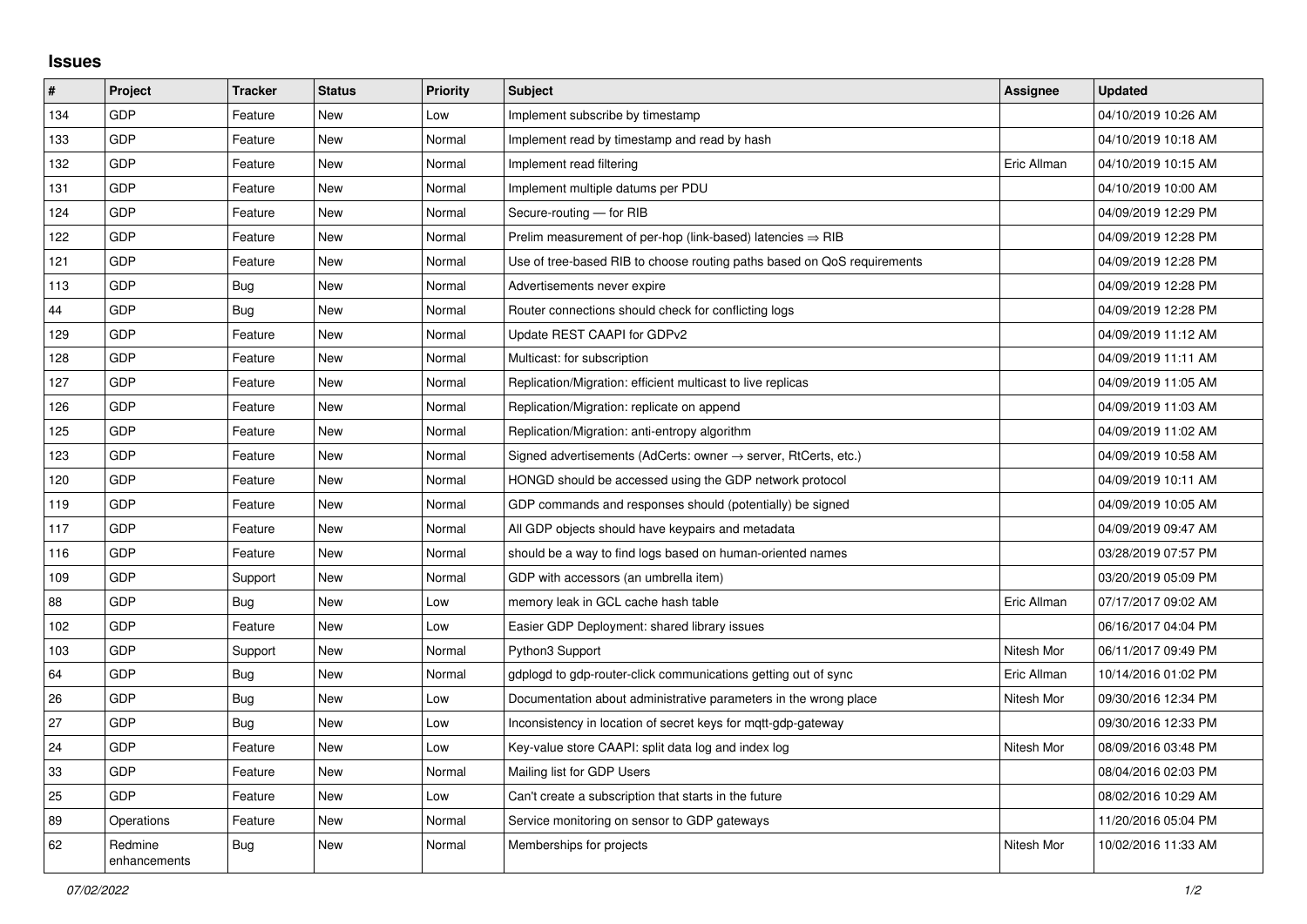## Issues

| # | Project | Tracker | Status | Priority | Subject | Assignee | Updated |
|---|---|---|---|---|---|---|---|
| 134 | GDP | Feature | New | Low | Implement subscribe by timestamp | | 04/10/2019 10:26 AM |
| 133 | GDP | Feature | New | Normal | Implement read by timestamp and read by hash | | 04/10/2019 10:18 AM |
| 132 | GDP | Feature | New | Normal | Implement read filtering | Eric Allman | 04/10/2019 10:15 AM |
| 131 | GDP | Feature | New | Normal | Implement multiple datums per PDU | | 04/10/2019 10:00 AM |
| 124 | GDP | Feature | New | Normal | Secure-routing — for RIB | | 04/09/2019 12:29 PM |
| 122 | GDP | Feature | New | Normal | Prelim measurement of per-hop (link-based) latencies ⇒ RIB | | 04/09/2019 12:28 PM |
| 121 | GDP | Feature | New | Normal | Use of tree-based RIB to choose routing paths based on QoS requirements | | 04/09/2019 12:28 PM |
| 113 | GDP | Bug | New | Normal | Advertisements never expire | | 04/09/2019 12:28 PM |
| 44 | GDP | Bug | New | Normal | Router connections should check for conflicting logs | | 04/09/2019 12:28 PM |
| 129 | GDP | Feature | New | Normal | Update REST CAAPI for GDPv2 | | 04/09/2019 11:12 AM |
| 128 | GDP | Feature | New | Normal | Multicast: for subscription | | 04/09/2019 11:11 AM |
| 127 | GDP | Feature | New | Normal | Replication/Migration: efficient multicast to live replicas | | 04/09/2019 11:05 AM |
| 126 | GDP | Feature | New | Normal | Replication/Migration: replicate on append | | 04/09/2019 11:03 AM |
| 125 | GDP | Feature | New | Normal | Replication/Migration: anti-entropy algorithm | | 04/09/2019 11:02 AM |
| 123 | GDP | Feature | New | Normal | Signed advertisements (AdCerts: owner → server, RtCerts, etc.) | | 04/09/2019 10:58 AM |
| 120 | GDP | Feature | New | Normal | HONGD should be accessed using the GDP network protocol | | 04/09/2019 10:11 AM |
| 119 | GDP | Feature | New | Normal | GDP commands and responses should (potentially) be signed | | 04/09/2019 10:05 AM |
| 117 | GDP | Feature | New | Normal | All GDP objects should have keypairs and metadata | | 04/09/2019 09:47 AM |
| 116 | GDP | Feature | New | Normal | should be a way to find logs based on human-oriented names | | 03/28/2019 07:57 PM |
| 109 | GDP | Support | New | Normal | GDP with accessors (an umbrella item) | | 03/20/2019 05:09 PM |
| 88 | GDP | Bug | New | Low | memory leak in GCL cache hash table | Eric Allman | 07/17/2017 09:02 AM |
| 102 | GDP | Feature | New | Low | Easier GDP Deployment: shared library issues | | 06/16/2017 04:04 PM |
| 103 | GDP | Support | New | Normal | Python3 Support | Nitesh Mor | 06/11/2017 09:49 PM |
| 64 | GDP | Bug | New | Normal | gdplogd to gdp-router-click communications getting out of sync | Eric Allman | 10/14/2016 01:02 PM |
| 26 | GDP | Bug | New | Low | Documentation about administrative parameters in the wrong place | Nitesh Mor | 09/30/2016 12:34 PM |
| 27 | GDP | Bug | New | Low | Inconsistency in location of secret keys for mqtt-gdp-gateway | | 09/30/2016 12:33 PM |
| 24 | GDP | Feature | New | Low | Key-value store CAAPI: split data log and index log | Nitesh Mor | 08/09/2016 03:48 PM |
| 33 | GDP | Feature | New | Normal | Mailing list for GDP Users | | 08/04/2016 02:03 PM |
| 25 | GDP | Feature | New | Low | Can't create a subscription that starts in the future | | 08/02/2016 10:29 AM |
| 89 | Operations | Feature | New | Normal | Service monitoring on sensor to GDP gateways | | 11/20/2016 05:04 PM |
| 62 | Redmine enhancements | Bug | New | Normal | Memberships for projects | Nitesh Mor | 10/02/2016 11:33 AM |

*07/02/2022*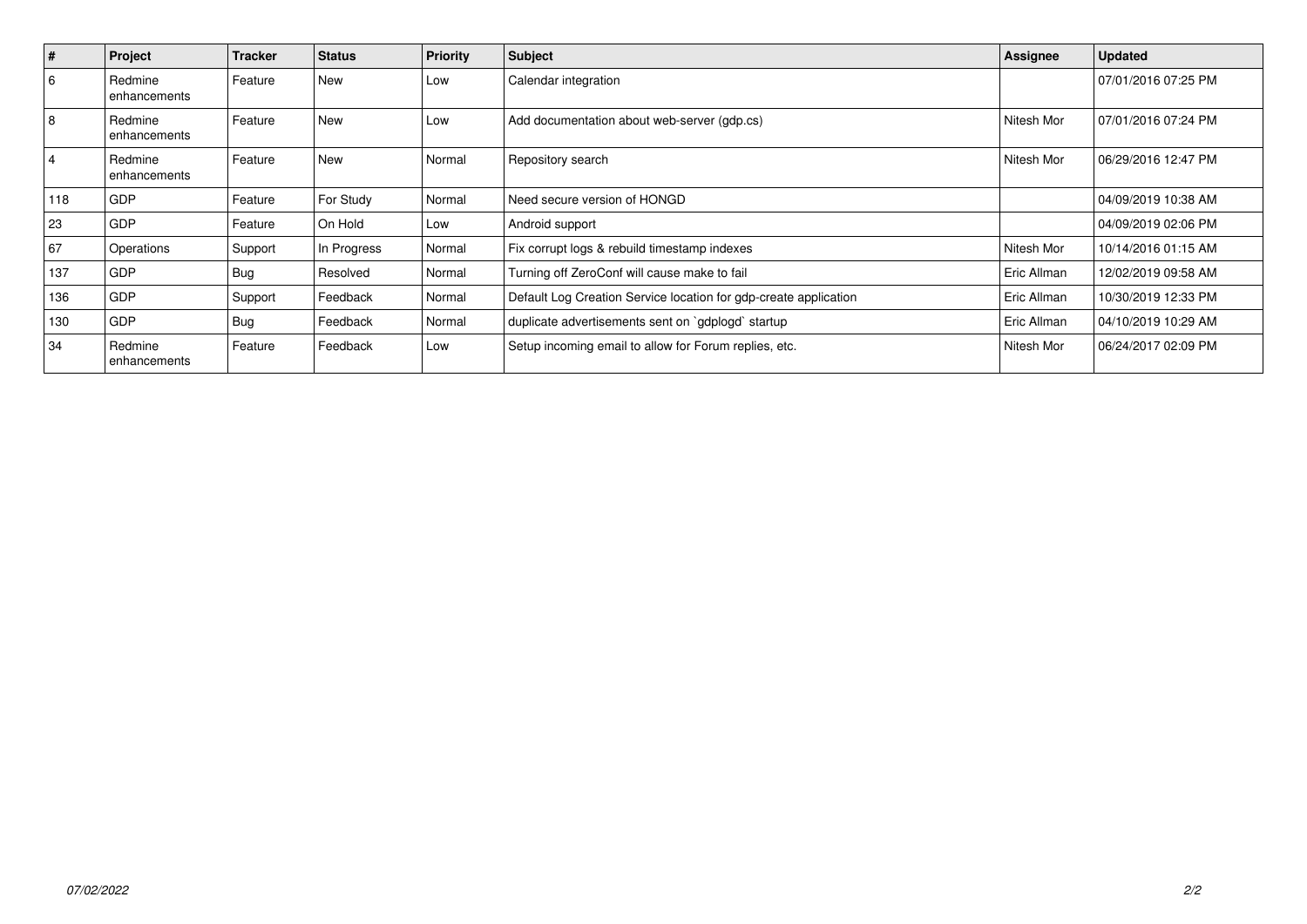| # | Project | Tracker | Status | Priority | Subject | Assignee | Updated |
|---|---|---|---|---|---|---|---|
| 6 | Redmine enhancements | Feature | New | Low | Calendar integration | | 07/01/2016 07:25 PM |
| 8 | Redmine enhancements | Feature | New | Low | Add documentation about web-server (gdp.cs) | Nitesh Mor | 07/01/2016 07:24 PM |
| 4 | Redmine enhancements | Feature | New | Normal | Repository search | Nitesh Mor | 06/29/2016 12:47 PM |
| 118 | GDP | Feature | For Study | Normal | Need secure version of HONGD | | 04/09/2019 10:38 AM |
| 23 | GDP | Feature | On Hold | Low | Android support | | 04/09/2019 02:06 PM |
| 67 | Operations | Support | In Progress | Normal | Fix corrupt logs & rebuild timestamp indexes | Nitesh Mor | 10/14/2016 01:15 AM |
| 137 | GDP | Bug | Resolved | Normal | Turning off ZeroConf will cause make to fail | Eric Allman | 12/02/2019 09:58 AM |
| 136 | GDP | Support | Feedback | Normal | Default Log Creation Service location for gdp-create application | Eric Allman | 10/30/2019 12:33 PM |
| 130 | GDP | Bug | Feedback | Normal | duplicate advertisements sent on `gdplogd` startup | Eric Allman | 04/10/2019 10:29 AM |
| 34 | Redmine enhancements | Feature | Feedback | Low | Setup incoming email to allow for Forum replies, etc. | Nitesh Mor | 06/24/2017 02:09 PM |